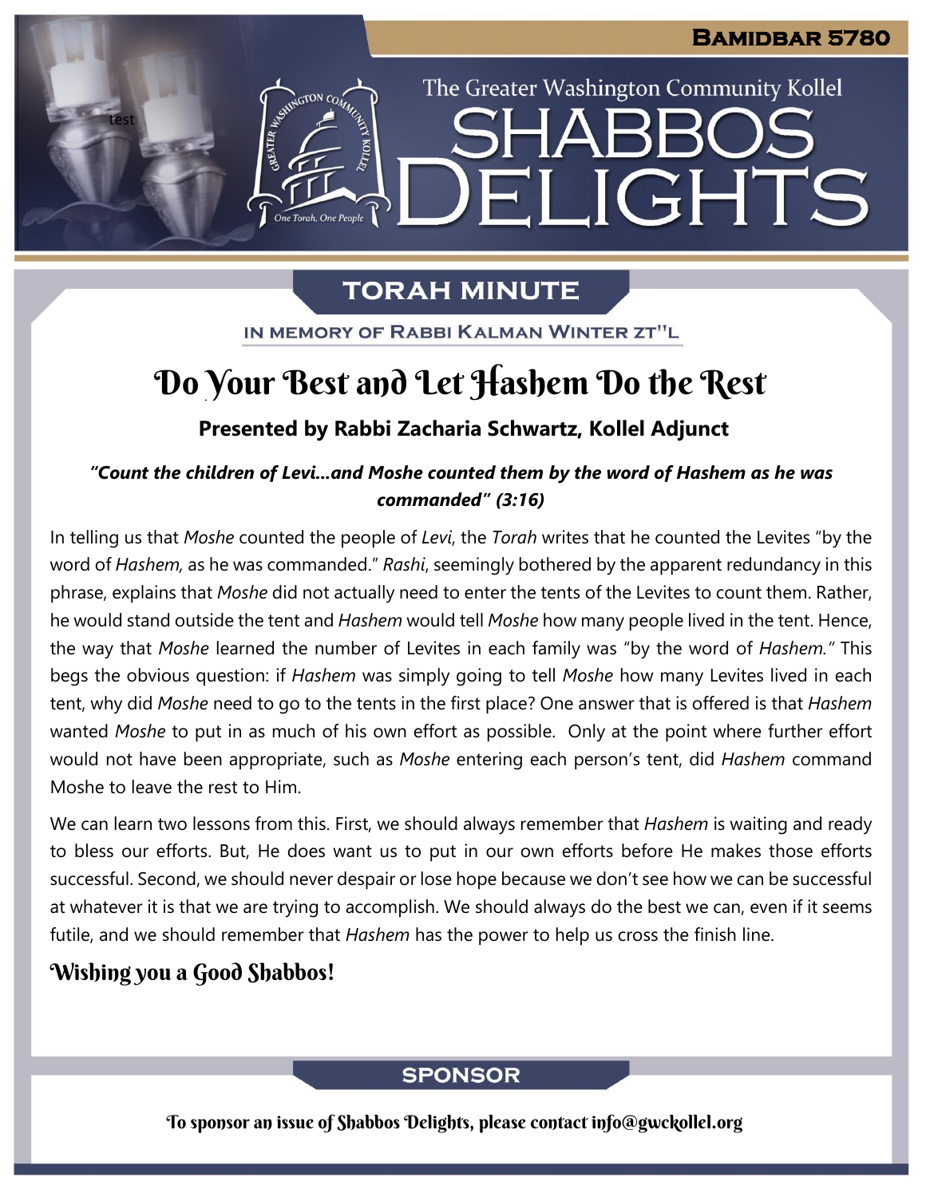**Bamidbar 5780**

The Greater Washington Community Kollel

# Shabbos Delights

## Torah Minute

In Memory of Rabbi Kalman Winter zt"l

# Do Your Best and Let Hashem Do the Rest

**Presented by Rabbi Zacharia Schwartz, Kollel Adjunct**

***"Count the children of Levi…and Moshe counted them by the word of Hashem as he was commanded" (3:16)***

In telling us that *Moshe* counted the people of *Levi*, the *Torah* writes that he counted the Levites "by the word of *Hashem,* as he was commanded." *Rashi*, seemingly bothered by the apparent redundancy in this phrase, explains that *Moshe* did not actually need to enter the tents of the Levites to count them. Rather, he would stand outside the tent and *Hashem* would tell *Moshe* how many people lived in the tent. Hence, the way that *Moshe* learned the number of Levites in each family was "by the word of *Hashem."* This begs the obvious question: if *Hashem* was simply going to tell *Moshe* how many Levites lived in each tent, why did *Moshe* need to go to the tents in the first place? One answer that is offered is that *Hashem* wanted *Moshe* to put in as much of his own effort as possible. Only at the point where further effort would not have been appropriate, such as *Moshe* entering each person's tent, did *Hashem* command Moshe to leave the rest to Him.

We can learn two lessons from this. First, we should always remember that *Hashem* is waiting and ready to bless our efforts. But, He does want us to put in our own efforts before He makes those efforts successful. Second, we should never despair or lose hope because we don't see how we can be successful at whatever it is that we are trying to accomplish. We should always do the best we can, even if it seems futile, and we should remember that *Hashem* has the power to help us cross the finish line.

**Wishing you a Good Shabbos!**

## Sponsor

To sponsor an issue of Shabbos Delights, please contact info@gwckollel.org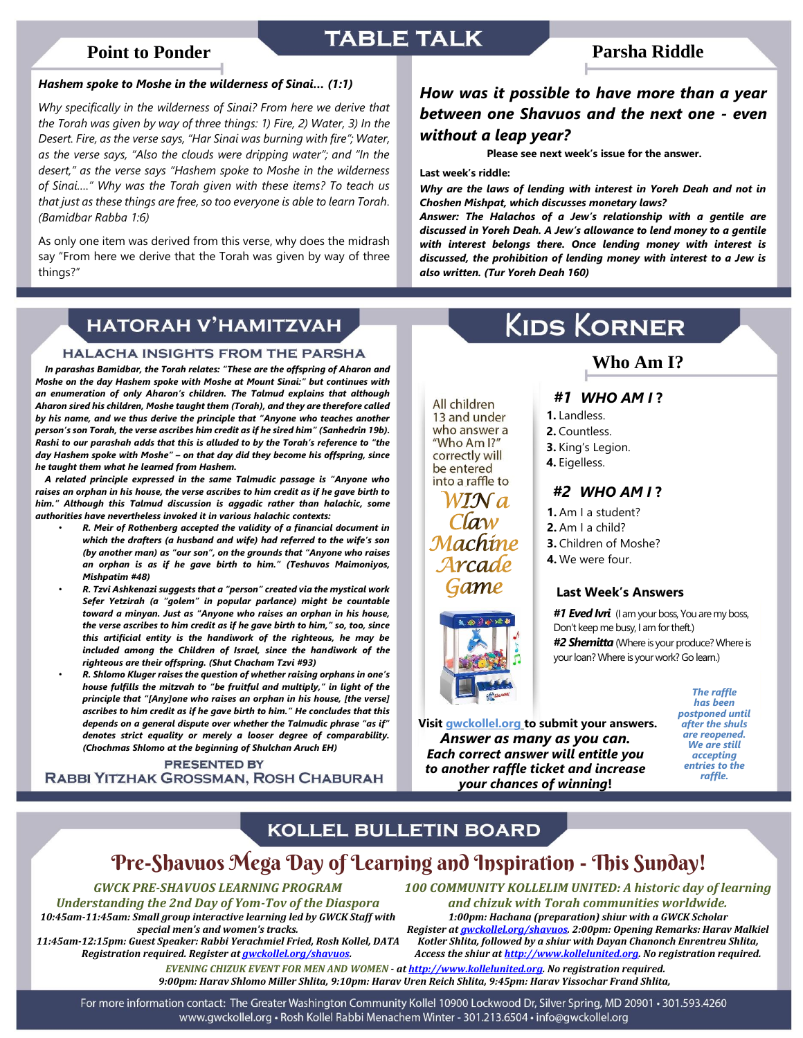# TABLE TALK

## Point to Ponder

***Hashem spoke to Moshe in the wilderness of Sinai... (1:1)***

*Why specifically in the wilderness of Sinai? From here we derive that the Torah was given by way of three things: 1) Fire, 2) Water, 3) In the Desert. Fire, as the verse says, "Har Sinai was burning with fire"; Water, as the verse says, "Also the clouds were dripping water"; and "In the desert," as the verse says "Hashem spoke to Moshe in the wilderness of Sinai...." Why was the Torah given with these items? To teach us that just as these things are free, so too everyone is able to learn Torah. (Bamidbar Rabba 1:6)*

As only one item was derived from this verse, why does the midrash say "From here we derive that the Torah was given by way of three things?"

## Parsha Riddle

***How was it possible to have more than a year between one Shavuos and the next one - even without a leap year?***

**Please see next week's issue for the answer.**

**Last week's riddle:**

***Why are the laws of lending with interest in Yoreh Deah and not in Choshen Mishpat, which discusses monetary laws?***

***Answer: The Halachos of a Jew's relationship with a gentile are discussed in Yoreh Deah. A Jew's allowance to lend money to a gentile with interest belongs there. Once lending money with interest is discussed, the prohibition of lending money with interest to a Jew is also written. (Tur Yoreh Deah 160)***

# HATORAH V'HAMITZVAH

## HALACHA INSIGHTS FROM THE PARSHA

***In parashas Bamidbar, the Torah relates: "These are the offspring of Aharon and Moshe on the day Hashem spoke with Moshe at Mount Sinai:" but continues with an enumeration of only Aharon's children. The Talmud explains that although Aharon sired his children, Moshe taught them (Torah), and they are therefore called by his name, and we thus derive the principle that "Anyone who teaches another person's son Torah, the verse ascribes him credit as if he sired him" (Sanhedrin 19b). Rashi to our parashah adds that this is alluded to by the Torah's reference to "the day Hashem spoke with Moshe" – on that day did they become his offspring, since he taught them what he learned from Hashem.***

***A related principle expressed in the same Talmudic passage is "Anyone who raises an orphan in his house, the verse ascribes him credit as if he gave birth to him." Although this Talmud discussion is aggadic rather than halachic, some authorities have nevertheless invoked it in various halachic contexts:***

- ***R. Meir of Rothenberg accepted the validity of a financial document in which the drafters (a husband and wife) had referred to the wife's son (by another man) as "our son", on the grounds that "Anyone who raises an orphan is as if he gave birth to him." (Teshuvos Maimoniyos, Mishpatim #48)***
- ***R. Tzvi Ashkenazi suggests that a "person" created via the mystical work Sefer Yetzirah (a "golem" in popular parlance) might be countable toward a minyan. Just as "Anyone who raises an orphan in his house, the verse ascribes to him credit as if he gave birth to him," so, too, since this artificial entity is the handiwork of the righteous, he may be included among the Children of Israel, since the handiwork of the righteous are their offspring. (Shut Chacham Tzvi #93)***
- ***R. Shlomo Kluger raises the question of whether raising orphans in one's house fulfills the mitzvah to "be fruitful and multiply," in light of the principle that "[Any]one who raises an orphan in his house, [the verse] ascribes to him credit as if he gave birth to him." He concludes that this depends on a general dispute over whether the Talmudic phrase "as if" denotes strict equality or merely a looser degree of comparability. (Chochmas Shlomo at the beginning of Shulchan Aruch EH)***

PRESENTED BY
RABBI YITZHAK GROSSMAN, ROSH CHABURAH

# KIDS KORNER

## Who Am I?

All children 13 and under who answer a "Who Am I?" correctly will be entered into a raffle to WIN a Claw Machine Arcade Game

### #1 WHO AM I ?

1. Landless.
2. Countless.
3. King's Legion.
4. Eigelless.

### #2 WHO AM I ?

1. Am I a student?
2. Am I a child?
3. Children of Moshe?
4. We were four.

### Last Week's Answers

***#1 Eved Ivri*** (I am your boss, You are my boss, Don't keep me busy, I am for theft.)

***#2 Shemitta*** (Where is your produce? Where is your loan? Where is your work? Go learn.)

**Visit gwckollel.org to submit your answers.**

***Answer as many as you can. Each correct answer will entitle you to another raffle ticket and increase your chances of winning!***

*The raffle has been postponed until after the shuls are reopened. We are still accepting entries to the raffle.*

# KOLLEL BULLETIN BOARD

## Pre-Shavuos Mega Day of Learning and Inspiration - This Sunday!

***GWCK PRE-SHAVUOS LEARNING PROGRAM***
***Understanding the 2nd Day of Yom-Tov of the Diaspora***
***10:45am-11:45am: Small group interactive learning led by GWCK Staff with special men's and women's tracks.***
***11:45am-12:15pm: Guest Speaker: Rabbi Yerachmiel Fried, Rosh Kollel, DATA Registration required. Register at gwckollel.org/shavuos.***

***100 COMMUNITY KOLLELIM UNITED: A historic day of learning and chizuk with Torah communities worldwide.***
***1:00pm: Hachana (preparation) shiur with a GWCK Scholar Register at gwckollel.org/shavuos. 2:00pm: Opening Remarks: Harav Malkiel Kotler Shlita, followed by a shiur with Dayan Chanonch Enrentreu Shlita, Access the shiur at http://www.kollelunited.org. No registration required.***

***EVENING CHIZUK EVENT FOR MEN AND WOMEN - at http://www.kollelunited.org. No registration required.***
***9:00pm: Harav Shlomo Miller Shlita, 9:10pm: Harav Uren Reich Shlita, 9:45pm: Harav Yissochar Frand Shlita,***

For more information contact: The Greater Washington Community Kollel 10900 Lockwood Dr, Silver Spring, MD 20901 • 301.593.4260
www.gwckollel.org • Rosh Kollel Rabbi Menachem Winter - 301.213.6504 • info@gwckollel.org